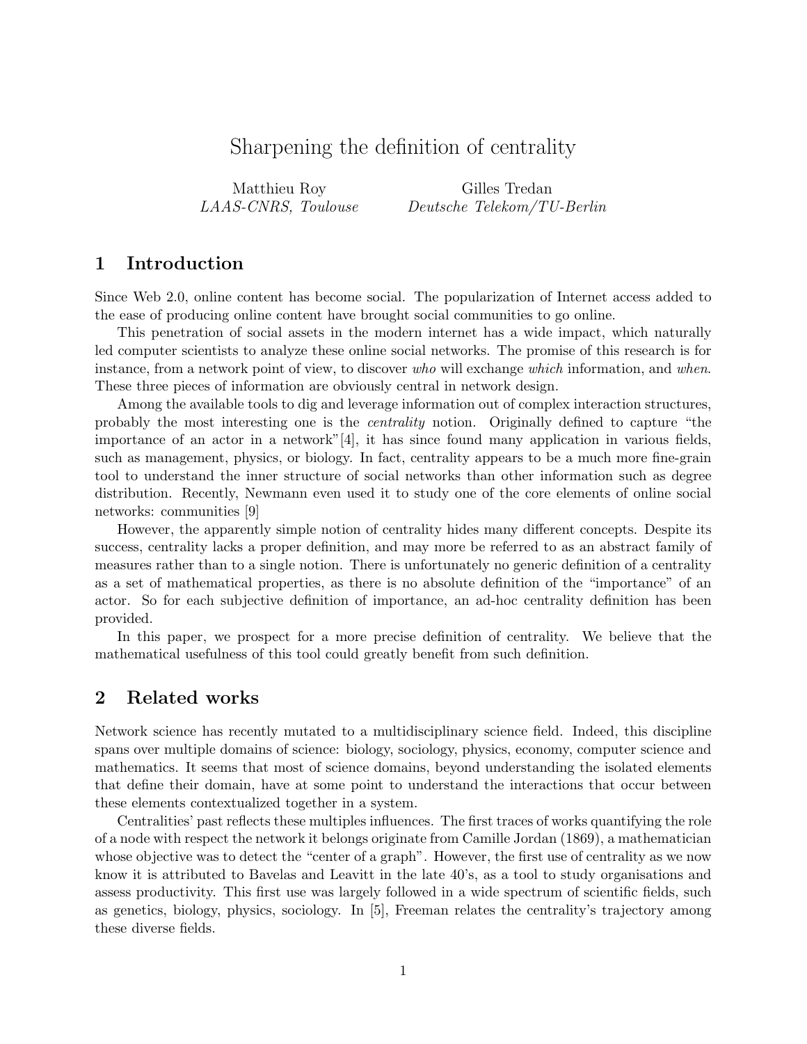# Sharpening the definition of centrality

Matthieu Roy
*LAAS-CNRS, Toulouse*

Gilles Tredan
*Deutsche Telekom/TU-Berlin*

## 1 Introduction

Since Web 2.0, online content has become social. The popularization of Internet access added to the ease of producing online content have brought social communities to go online.

This penetration of social assets in the modern internet has a wide impact, which naturally led computer scientists to analyze these online social networks. The promise of this research is for instance, from a network point of view, to discover *who* will exchange *which* information, and *when*. These three pieces of information are obviously central in network design.

Among the available tools to dig and leverage information out of complex interaction structures, probably the most interesting one is the *centrality* notion. Originally defined to capture "the importance of an actor in a network"[4], it has since found many application in various fields, such as management, physics, or biology. In fact, centrality appears to be a much more fine-grain tool to understand the inner structure of social networks than other information such as degree distribution. Recently, Newmann even used it to study one of the core elements of online social networks: communities [9]

However, the apparently simple notion of centrality hides many different concepts. Despite its success, centrality lacks a proper definition, and may more be referred to as an abstract family of measures rather than to a single notion. There is unfortunately no generic definition of a centrality as a set of mathematical properties, as there is no absolute definition of the "importance" of an actor. So for each subjective definition of importance, an ad-hoc centrality definition has been provided.

In this paper, we prospect for a more precise definition of centrality. We believe that the mathematical usefulness of this tool could greatly benefit from such definition.

## 2 Related works

Network science has recently mutated to a multidisciplinary science field. Indeed, this discipline spans over multiple domains of science: biology, sociology, physics, economy, computer science and mathematics. It seems that most of science domains, beyond understanding the isolated elements that define their domain, have at some point to understand the interactions that occur between these elements contextualized together in a system.

Centralities' past reflects these multiples influences. The first traces of works quantifying the role of a node with respect the network it belongs originate from Camille Jordan (1869), a mathematician whose objective was to detect the "center of a graph". However, the first use of centrality as we now know it is attributed to Bavelas and Leavitt in the late 40's, as a tool to study organisations and assess productivity. This first use was largely followed in a wide spectrum of scientific fields, such as genetics, biology, physics, sociology. In [5], Freeman relates the centrality's trajectory among these diverse fields.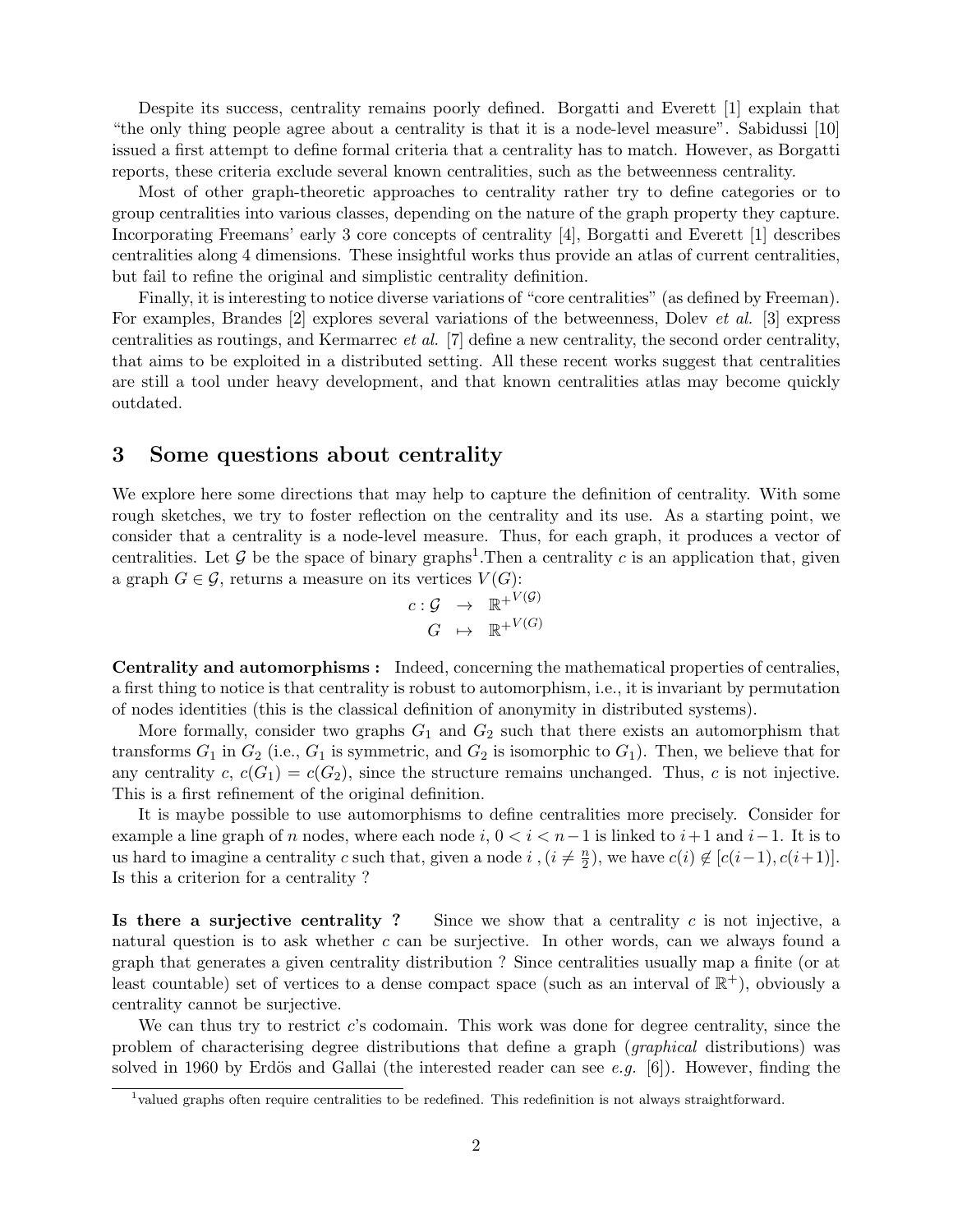Despite its success, centrality remains poorly defined. Borgatti and Everett [1] explain that "the only thing people agree about a centrality is that it is a node-level measure". Sabidussi [10] issued a first attempt to define formal criteria that a centrality has to match. However, as Borgatti reports, these criteria exclude several known centralities, such as the betweenness centrality.

Most of other graph-theoretic approaches to centrality rather try to define categories or to group centralities into various classes, depending on the nature of the graph property they capture. Incorporating Freemans' early 3 core concepts of centrality [4], Borgatti and Everett [1] describes centralities along 4 dimensions. These insightful works thus provide an atlas of current centralities, but fail to refine the original and simplistic centrality definition.

Finally, it is interesting to notice diverse variations of "core centralities" (as defined by Freeman). For examples, Brandes [2] explores several variations of the betweenness, Dolev *et al.* [3] express centralities as routings, and Kermarrec *et al.* [7] define a new centrality, the second order centrality, that aims to be exploited in a distributed setting. All these recent works suggest that centralities are still a tool under heavy development, and that known centralities atlas may become quickly outdated.

## 3 Some questions about centrality

We explore here some directions that may help to capture the definition of centrality. With some rough sketches, we try to foster reflection on the centrality and its use. As a starting point, we consider that a centrality is a node-level measure. Thus, for each graph, it produces a vector of centralities. Let $\mathcal{G}$ be the space of binary graphs[1].Then a centrality $c$ is an application that, given a graph $G \in \mathcal{G}$, returns a measure on its vertices $V(G)$:

$$\begin{aligned} c : \mathcal{G} \quad &\to \quad {\mathbb{R}^+}^{V(\mathcal{G})} \\ G \quad &\mapsto \quad {\mathbb{R}^+}^{V(G)} \end{aligned}$$

**Centrality and automorphisms :** Indeed, concerning the mathematical properties of centralies, a first thing to notice is that centrality is robust to automorphism, i.e., it is invariant by permutation of nodes identities (this is the classical definition of anonymity in distributed systems).

More formally, consider two graphs $G_1$ and $G_2$ such that there exists an automorphism that transforms $G_1$ in $G_2$ (i.e., $G_1$ is symmetric, and $G_2$ is isomorphic to $G_1$). Then, we believe that for any centrality $c$, $c(G_1) = c(G_2)$, since the structure remains unchanged. Thus, $c$ is not injective. This is a first refinement of the original definition.

It is maybe possible to use automorphisms to define centralities more precisely. Consider for example a line graph of $n$ nodes, where each node $i$, $0 < i < n-1$ is linked to $i+1$ and $i-1$. It is to us hard to imagine a centrality $c$ such that, given a node $i$ , $(i \neq \frac{n}{2})$, we have $c(i) \notin [c(i-1), c(i+1)]$. Is this a criterion for a centrality ?

**Is there a surjective centrality ?** Since we show that a centrality $c$ is not injective, a natural question is to ask whether $c$ can be surjective. In other words, can we always found a graph that generates a given centrality distribution ? Since centralities usually map a finite (or at least countable) set of vertices to a dense compact space (such as an interval of $\mathbb{R}^+$), obviously a centrality cannot be surjective.

We can thus try to restrict $c$'s codomain. This work was done for degree centrality, since the problem of characterising degree distributions that define a graph (*graphical* distributions) was solved in 1960 by Erdös and Gallai (the interested reader can see *e.g.* [6]). However, finding the

[1] valued graphs often require centralities to be redefined. This redefinition is not always straightforward.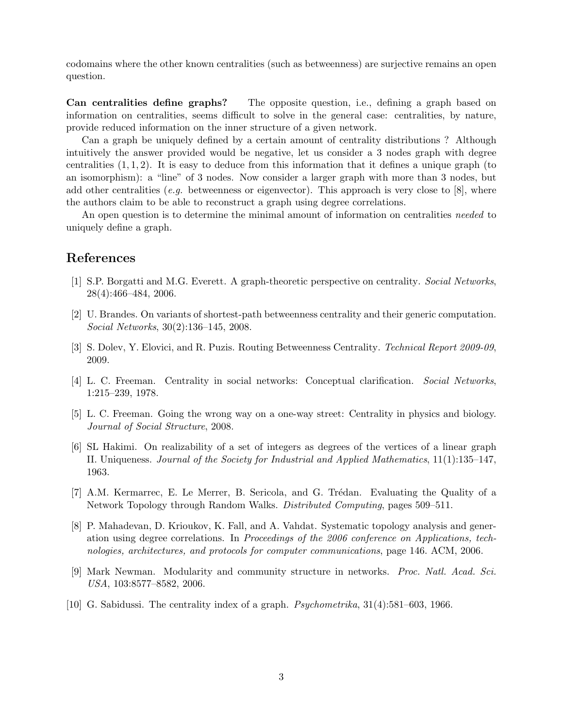codomains where the other known centralities (such as betweenness) are surjective remains an open question.

**Can centralities define graphs?** The opposite question, i.e., defining a graph based on information on centralities, seems difficult to solve in the general case: centralities, by nature, provide reduced information on the inner structure of a given network.

Can a graph be uniquely defined by a certain amount of centrality distributions ? Although intuitively the answer provided would be negative, let us consider a 3 nodes graph with degree centralities $(1, 1, 2)$. It is easy to deduce from this information that it defines a unique graph (to an isomorphism): a "line" of 3 nodes. Now consider a larger graph with more than 3 nodes, but add other centralities (*e.g.* betweenness or eigenvector). This approach is very close to [8], where the authors claim to be able to reconstruct a graph using degree correlations.

An open question is to determine the minimal amount of information on centralities *needed* to uniquely define a graph.

## References

[1] S.P. Borgatti and M.G. Everett. A graph-theoretic perspective on centrality. *Social Networks*, 28(4):466–484, 2006.

[2] U. Brandes. On variants of shortest-path betweenness centrality and their generic computation. *Social Networks*, 30(2):136–145, 2008.

[3] S. Dolev, Y. Elovici, and R. Puzis. Routing Betweenness Centrality. *Technical Report 2009-09*, 2009.

[4] L. C. Freeman. Centrality in social networks: Conceptual clarification. *Social Networks*, 1:215–239, 1978.

[5] L. C. Freeman. Going the wrong way on a one-way street: Centrality in physics and biology. *Journal of Social Structure*, 2008.

[6] SL Hakimi. On realizability of a set of integers as degrees of the vertices of a linear graph II. Uniqueness. *Journal of the Society for Industrial and Applied Mathematics*, 11(1):135–147, 1963.

[7] A.M. Kermarrec, E. Le Merrer, B. Sericola, and G. Trédan. Evaluating the Quality of a Network Topology through Random Walks. *Distributed Computing*, pages 509–511.

[8] P. Mahadevan, D. Krioukov, K. Fall, and A. Vahdat. Systematic topology analysis and generation using degree correlations. In *Proceedings of the 2006 conference on Applications, technologies, architectures, and protocols for computer communications*, page 146. ACM, 2006.

[9] Mark Newman. Modularity and community structure in networks. *Proc. Natl. Acad. Sci. USA*, 103:8577–8582, 2006.

[10] G. Sabidussi. The centrality index of a graph. *Psychometrika*, 31(4):581–603, 1966.